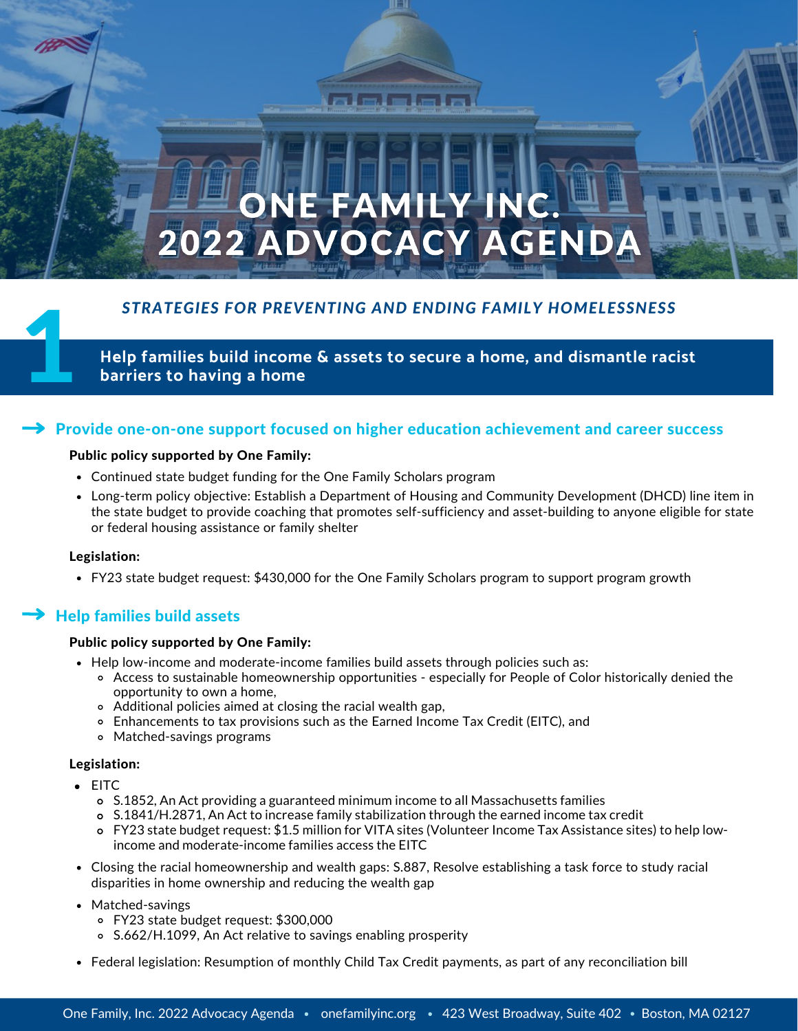# ONE FAMILY INC. 2022 ADVOCACY AGENDA

## 1

### *STRATEGIES FOR PREVENTING AND ENDING FAMILY HOMELESSNESS*

**Help families build income & assets to secure a home, and dismantle racist barriers to having a home**

### → Provide one-on-one support focused on higher education achievement and career success

**Public policy supported by One Family:**

- Continued state budget funding for the One Family Scholars program
- Long-term policy objective: Establish a Department of Housing and Community Development (DHCD) line item in the state budget to provide coaching that promotes self-sufficiency and asset-building to anyone eligible for state or federal housing assistance or family shelter

**Legislation:**

- FY23 state budget request: $430,000 for the One Family Scholars program to support program growth

### → Help families build assets

**Public policy supported by One Family:**

- Help low-income and moderate-income families build assets through policies such as:
  - Access to sustainable homeownership opportunities - especially for People of Color historically denied the opportunity to own a home,
  - Additional policies aimed at closing the racial wealth gap,
  - Enhancements to tax provisions such as the Earned Income Tax Credit (EITC), and
  - Matched-savings programs

**Legislation:**

- EITC
  - S.1852, An Act providing a guaranteed minimum income to all Massachusetts families
  - S.1841/H.2871, An Act to increase family stabilization through the earned income tax credit
  - FY23 state budget request: $1.5 million for VITA sites (Volunteer Income Tax Assistance sites) to help low-income and moderate-income families access the EITC
- Closing the racial homeownership and wealth gaps: S.887, Resolve establishing a task force to study racial disparities in home ownership and reducing the wealth gap
- Matched-savings
  - FY23 state budget request: $300,000
  - S.662/H.1099, An Act relative to savings enabling prosperity
- Federal legislation: Resumption of monthly Child Tax Credit payments, as part of any reconciliation bill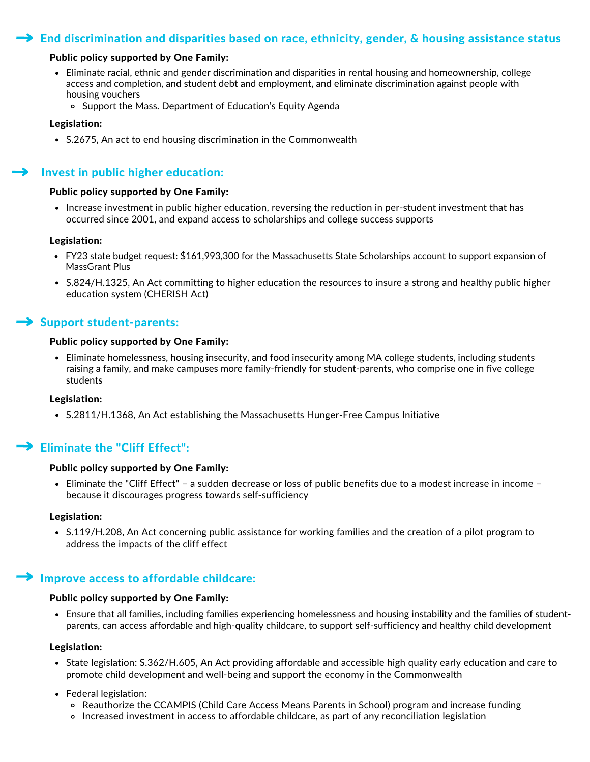## → End discrimination and disparities based on race, ethnicity, gender, & housing assistance status

**Public policy supported by One Family:**

- Eliminate racial, ethnic and gender discrimination and disparities in rental housing and homeownership, college access and completion, and student debt and employment, and eliminate discrimination against people with housing vouchers
  - Support the Mass. Department of Education's Equity Agenda

**Legislation:**

- S.2675, An act to end housing discrimination in the Commonwealth

## → Invest in public higher education:

**Public policy supported by One Family:**

- Increase investment in public higher education, reversing the reduction in per-student investment that has occurred since 2001, and expand access to scholarships and college success supports

**Legislation:**

- FY23 state budget request: $161,993,300 for the Massachusetts State Scholarships account to support expansion of MassGrant Plus
- S.824/H.1325, An Act committing to higher education the resources to insure a strong and healthy public higher education system (CHERISH Act)

## → Support student-parents:

**Public policy supported by One Family:**

- Eliminate homelessness, housing insecurity, and food insecurity among MA college students, including students raising a family, and make campuses more family-friendly for student-parents, who comprise one in five college students

**Legislation:**

- S.2811/H.1368, An Act establishing the Massachusetts Hunger-Free Campus Initiative

## → Eliminate the "Cliff Effect":

**Public policy supported by One Family:**

- Eliminate the "Cliff Effect" – a sudden decrease or loss of public benefits due to a modest increase in income – because it discourages progress towards self-sufficiency

**Legislation:**

- S.119/H.208, An Act concerning public assistance for working families and the creation of a pilot program to address the impacts of the cliff effect

## → Improve access to affordable childcare:

**Public policy supported by One Family:**

- Ensure that all families, including families experiencing homelessness and housing instability and the families of student-parents, can access affordable and high-quality childcare, to support self-sufficiency and healthy child development

**Legislation:**

- State legislation: S.362/H.605, An Act providing affordable and accessible high quality early education and care to promote child development and well-being and support the economy in the Commonwealth
- Federal legislation:
  - Reauthorize the CCAMPIS (Child Care Access Means Parents in School) program and increase funding
  - Increased investment in access to affordable childcare, as part of any reconciliation legislation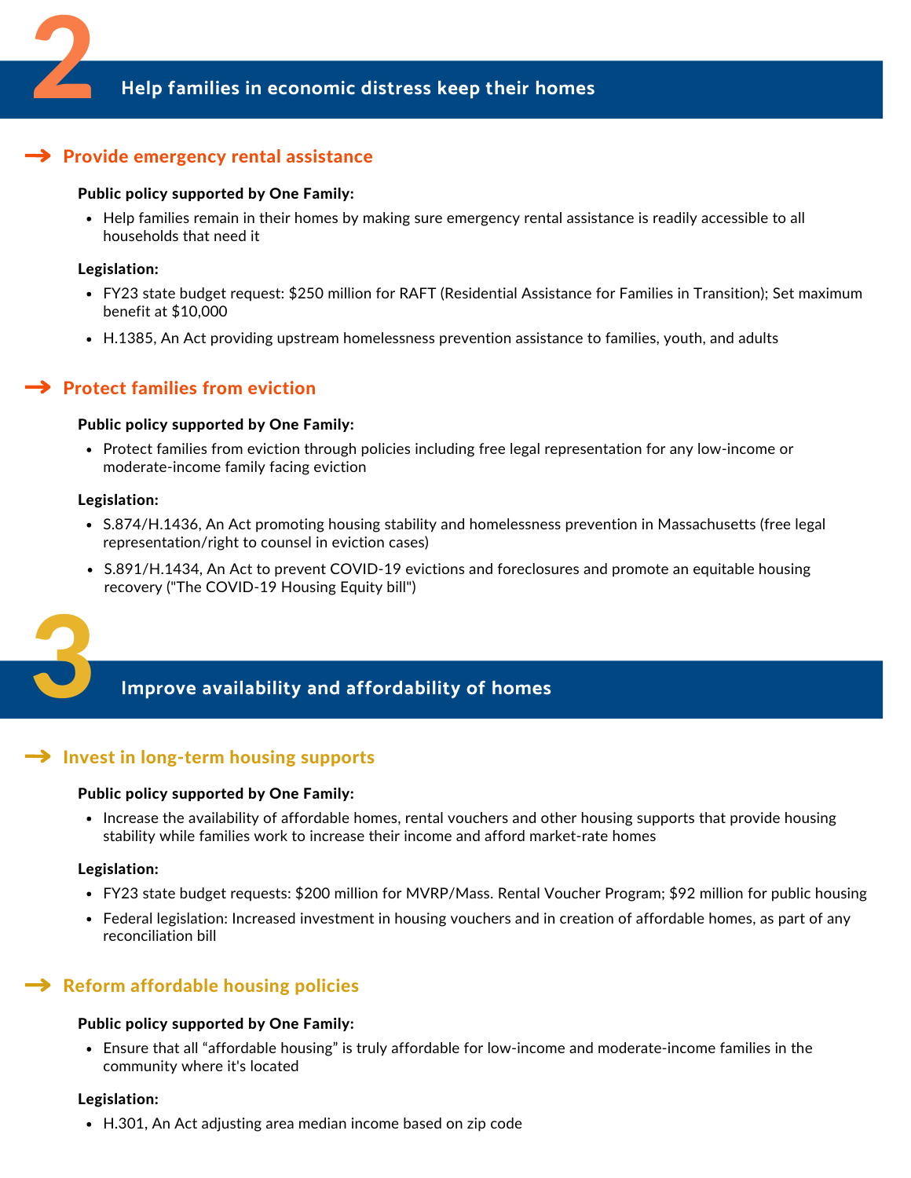# 2 Help families in economic distress keep their homes

## → Provide emergency rental assistance

**Public policy supported by One Family:**

- Help families remain in their homes by making sure emergency rental assistance is readily accessible to all households that need it

**Legislation:**

- FY23 state budget request: $250 million for RAFT (Residential Assistance for Families in Transition); Set maximum benefit at $10,000
- H.1385, An Act providing upstream homelessness prevention assistance to families, youth, and adults

## → Protect families from eviction

**Public policy supported by One Family:**

- Protect families from eviction through policies including free legal representation for any low-income or moderate-income family facing eviction

**Legislation:**

- S.874/H.1436, An Act promoting housing stability and homelessness prevention in Massachusetts (free legal representation/right to counsel in eviction cases)
- S.891/H.1434, An Act to prevent COVID-19 evictions and foreclosures and promote an equitable housing recovery ("The COVID-19 Housing Equity bill")

# 3 Improve availability and affordability of homes

## → Invest in long-term housing supports

**Public policy supported by One Family:**

- Increase the availability of affordable homes, rental vouchers and other housing supports that provide housing stability while families work to increase their income and afford market-rate homes

**Legislation:**

- FY23 state budget requests: $200 million for MVRP/Mass. Rental Voucher Program; $92 million for public housing
- Federal legislation: Increased investment in housing vouchers and in creation of affordable homes, as part of any reconciliation bill

## → Reform affordable housing policies

**Public policy supported by One Family:**

- Ensure that all "affordable housing" is truly affordable for low-income and moderate-income families in the community where it's located

**Legislation:**

- H.301, An Act adjusting area median income based on zip code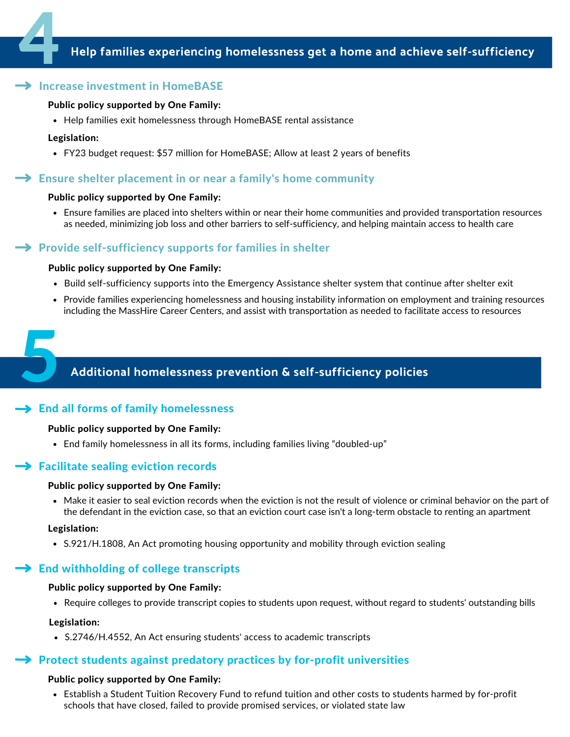## 4 Help families experiencing homelessness get a home and achieve self-sufficiency

### → Increase investment in HomeBASE

**Public policy supported by One Family:**

- Help families exit homelessness through HomeBASE rental assistance

**Legislation:**

- FY23 budget request: $57 million for HomeBASE; Allow at least 2 years of benefits

### → Ensure shelter placement in or near a family's home community

**Public policy supported by One Family:**

- Ensure families are placed into shelters within or near their home communities and provided transportation resources as needed, minimizing job loss and other barriers to self-sufficiency, and helping maintain access to health care

### → Provide self-sufficiency supports for families in shelter

**Public policy supported by One Family:**

- Build self-sufficiency supports into the Emergency Assistance shelter system that continue after shelter exit
- Provide families experiencing homelessness and housing instability information on employment and training resources including the MassHire Career Centers, and assist with transportation as needed to facilitate access to resources

## 5 Additional homelessness prevention & self-sufficiency policies

### → End all forms of family homelessness

**Public policy supported by One Family:**

- End family homelessness in all its forms, including families living "doubled-up"

### → Facilitate sealing eviction records

**Public policy supported by One Family:**

- Make it easier to seal eviction records when the eviction is not the result of violence or criminal behavior on the part of the defendant in the eviction case, so that an eviction court case isn't a long-term obstacle to renting an apartment

**Legislation:**

- S.921/H.1808, An Act promoting housing opportunity and mobility through eviction sealing

### → End withholding of college transcripts

**Public policy supported by One Family:**

- Require colleges to provide transcript copies to students upon request, without regard to students' outstanding bills

**Legislation:**

- S.2746/H.4552, An Act ensuring students' access to academic transcripts

### → Protect students against predatory practices by for-profit universities

**Public policy supported by One Family:**

- Establish a Student Tuition Recovery Fund to refund tuition and other costs to students harmed by for-profit schools that have closed, failed to provide promised services, or violated state law